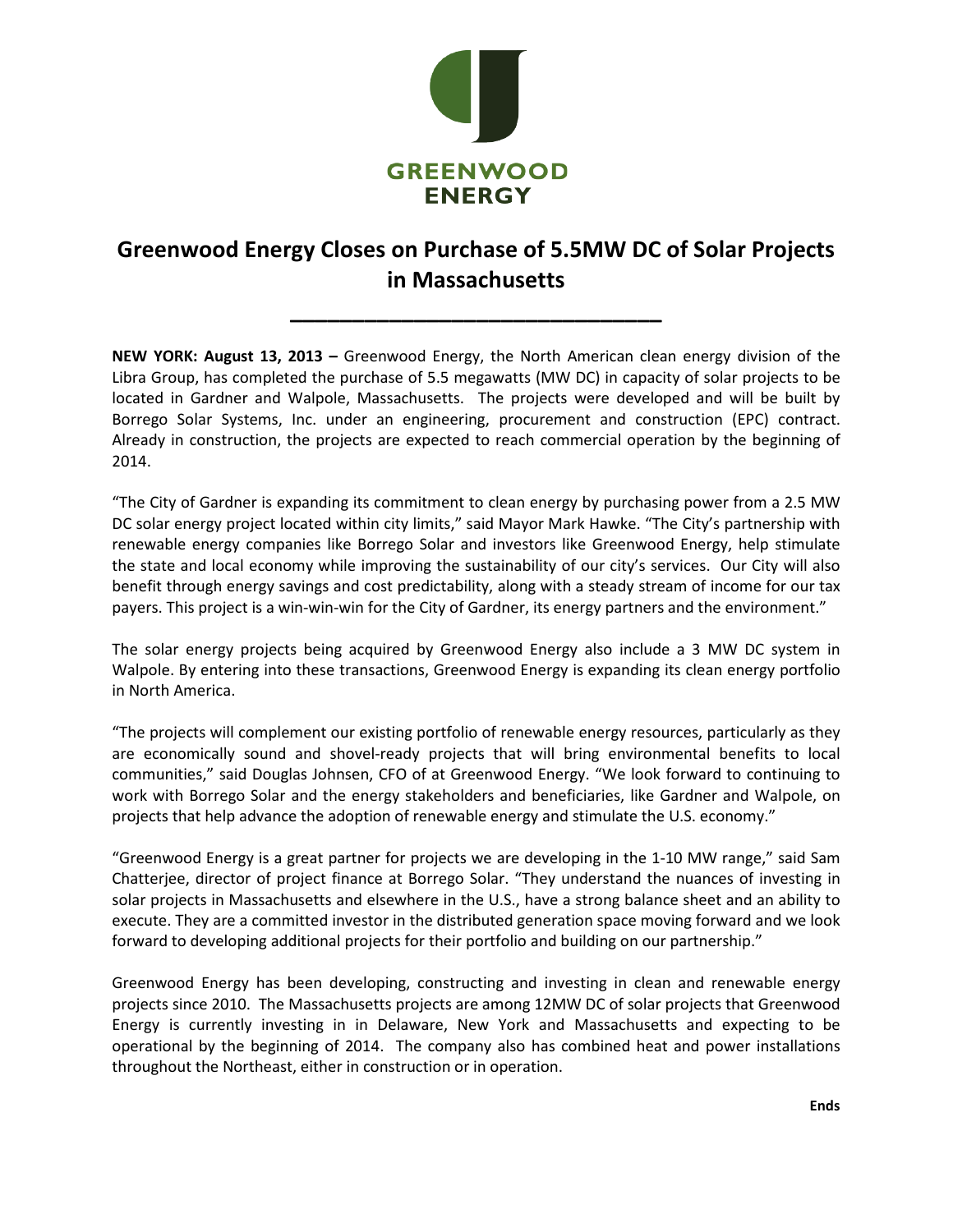GREENWOOD ENERGY

# Greenwood Energy Closes on Purchase of 5.5MW DC of Solar Projects in Massachusetts

---

**NEW YORK: August 13, 2013 –** Greenwood Energy, the North American clean energy division of the Libra Group, has completed the purchase of 5.5 megawatts (MW DC) in capacity of solar projects to be located in Gardner and Walpole, Massachusetts. The projects were developed and will be built by Borrego Solar Systems, Inc. under an engineering, procurement and construction (EPC) contract. Already in construction, the projects are expected to reach commercial operation by the beginning of 2014.

"The City of Gardner is expanding its commitment to clean energy by purchasing power from a 2.5 MW DC solar energy project located within city limits," said Mayor Mark Hawke. "The City's partnership with renewable energy companies like Borrego Solar and investors like Greenwood Energy, help stimulate the state and local economy while improving the sustainability of our city's services. Our City will also benefit through energy savings and cost predictability, along with a steady stream of income for our tax payers. This project is a win-win-win for the City of Gardner, its energy partners and the environment."

The solar energy projects being acquired by Greenwood Energy also include a 3 MW DC system in Walpole. By entering into these transactions, Greenwood Energy is expanding its clean energy portfolio in North America.

"The projects will complement our existing portfolio of renewable energy resources, particularly as they are economically sound and shovel-ready projects that will bring environmental benefits to local communities," said Douglas Johnsen, CFO of at Greenwood Energy. "We look forward to continuing to work with Borrego Solar and the energy stakeholders and beneficiaries, like Gardner and Walpole, on projects that help advance the adoption of renewable energy and stimulate the U.S. economy."

"Greenwood Energy is a great partner for projects we are developing in the 1-10 MW range," said Sam Chatterjee, director of project finance at Borrego Solar. "They understand the nuances of investing in solar projects in Massachusetts and elsewhere in the U.S., have a strong balance sheet and an ability to execute. They are a committed investor in the distributed generation space moving forward and we look forward to developing additional projects for their portfolio and building on our partnership."

Greenwood Energy has been developing, constructing and investing in clean and renewable energy projects since 2010. The Massachusetts projects are among 12MW DC of solar projects that Greenwood Energy is currently investing in in Delaware, New York and Massachusetts and expecting to be operational by the beginning of 2014. The company also has combined heat and power installations throughout the Northeast, either in construction or in operation.

**Ends**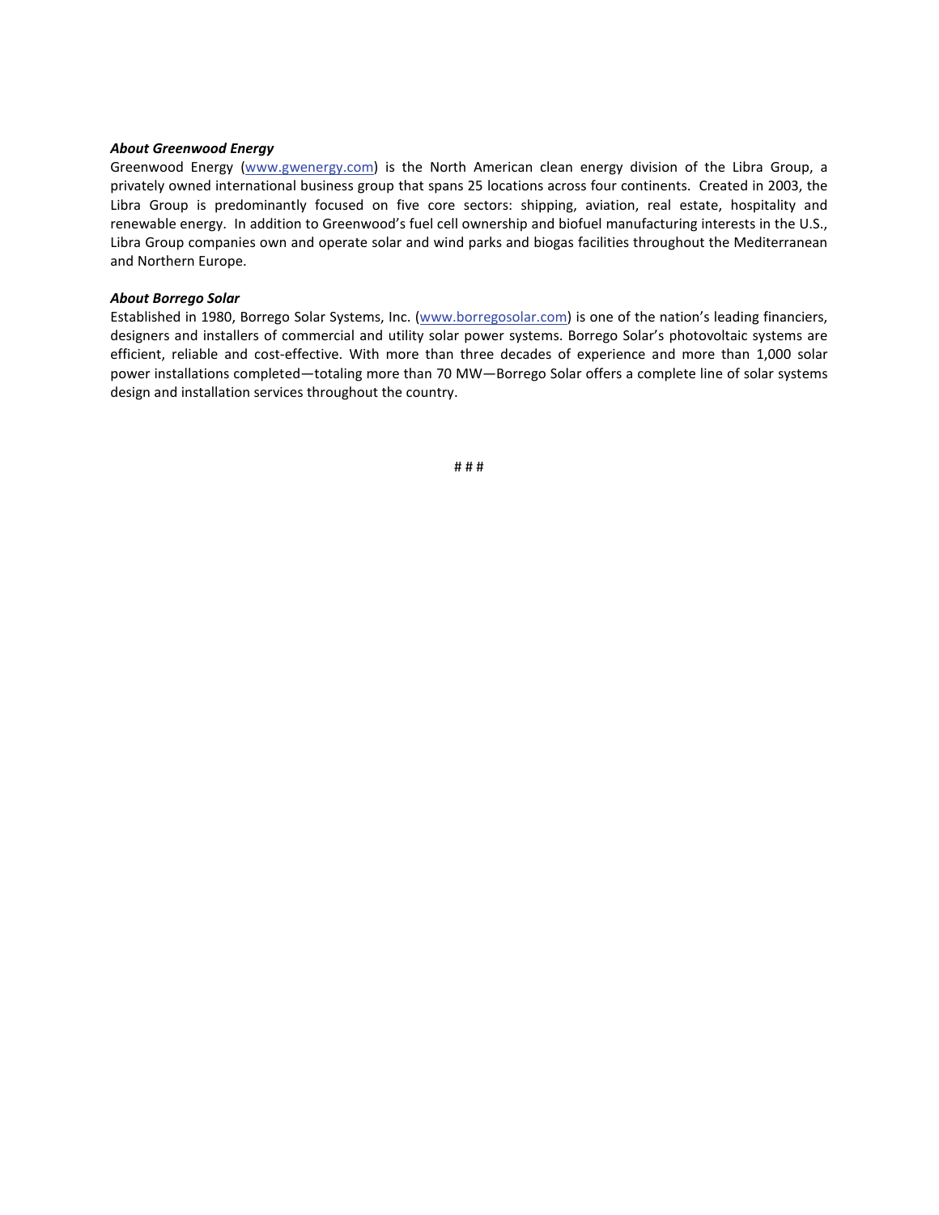***About Greenwood Energy***

Greenwood Energy ([www.gwenergy.com](http://www.gwenergy.com)) is the North American clean energy division of the Libra Group, a privately owned international business group that spans 25 locations across four continents. Created in 2003, the Libra Group is predominantly focused on five core sectors: shipping, aviation, real estate, hospitality and renewable energy. In addition to Greenwood's fuel cell ownership and biofuel manufacturing interests in the U.S., Libra Group companies own and operate solar and wind parks and biogas facilities throughout the Mediterranean and Northern Europe.

***About Borrego Solar***

Established in 1980, Borrego Solar Systems, Inc. ([www.borregosolar.com](http://www.borregosolar.com)) is one of the nation's leading financiers, designers and installers of commercial and utility solar power systems. Borrego Solar's photovoltaic systems are efficient, reliable and cost-effective. With more than three decades of experience and more than 1,000 solar power installations completed—totaling more than 70 MW—Borrego Solar offers a complete line of solar systems design and installation services throughout the country.

# # #